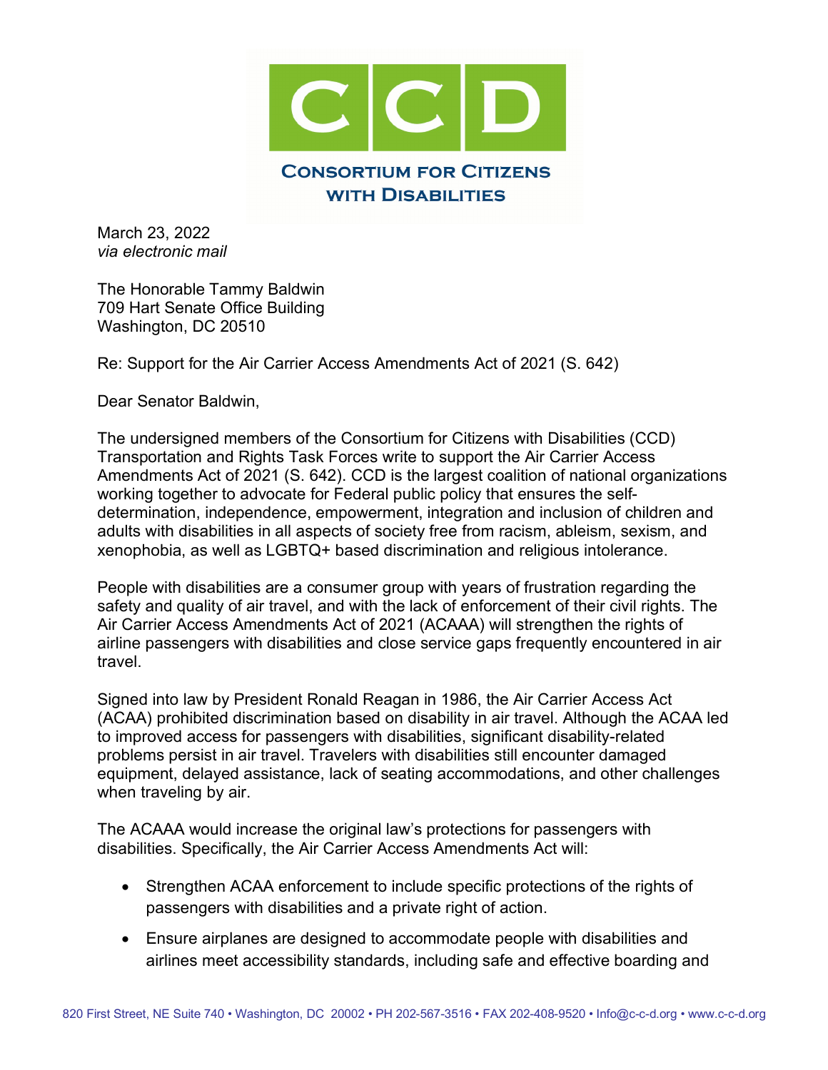# CCD

**Consortium for Citizens with Disabilities**

March 23, 2022
*via electronic mail*

The Honorable Tammy Baldwin
709 Hart Senate Office Building
Washington, DC 20510

Re: Support for the Air Carrier Access Amendments Act of 2021 (S. 642)

Dear Senator Baldwin,

The undersigned members of the Consortium for Citizens with Disabilities (CCD) Transportation and Rights Task Forces write to support the Air Carrier Access Amendments Act of 2021 (S. 642). CCD is the largest coalition of national organizations working together to advocate for Federal public policy that ensures the self-determination, independence, empowerment, integration and inclusion of children and adults with disabilities in all aspects of society free from racism, ableism, sexism, and xenophobia, as well as LGBTQ+ based discrimination and religious intolerance.

People with disabilities are a consumer group with years of frustration regarding the safety and quality of air travel, and with the lack of enforcement of their civil rights. The Air Carrier Access Amendments Act of 2021 (ACAAA) will strengthen the rights of airline passengers with disabilities and close service gaps frequently encountered in air travel.

Signed into law by President Ronald Reagan in 1986, the Air Carrier Access Act (ACAA) prohibited discrimination based on disability in air travel. Although the ACAA led to improved access for passengers with disabilities, significant disability-related problems persist in air travel. Travelers with disabilities still encounter damaged equipment, delayed assistance, lack of seating accommodations, and other challenges when traveling by air.

The ACAAA would increase the original law's protections for passengers with disabilities. Specifically, the Air Carrier Access Amendments Act will:

- Strengthen ACAA enforcement to include specific protections of the rights of passengers with disabilities and a private right of action.
- Ensure airplanes are designed to accommodate people with disabilities and airlines meet accessibility standards, including safe and effective boarding and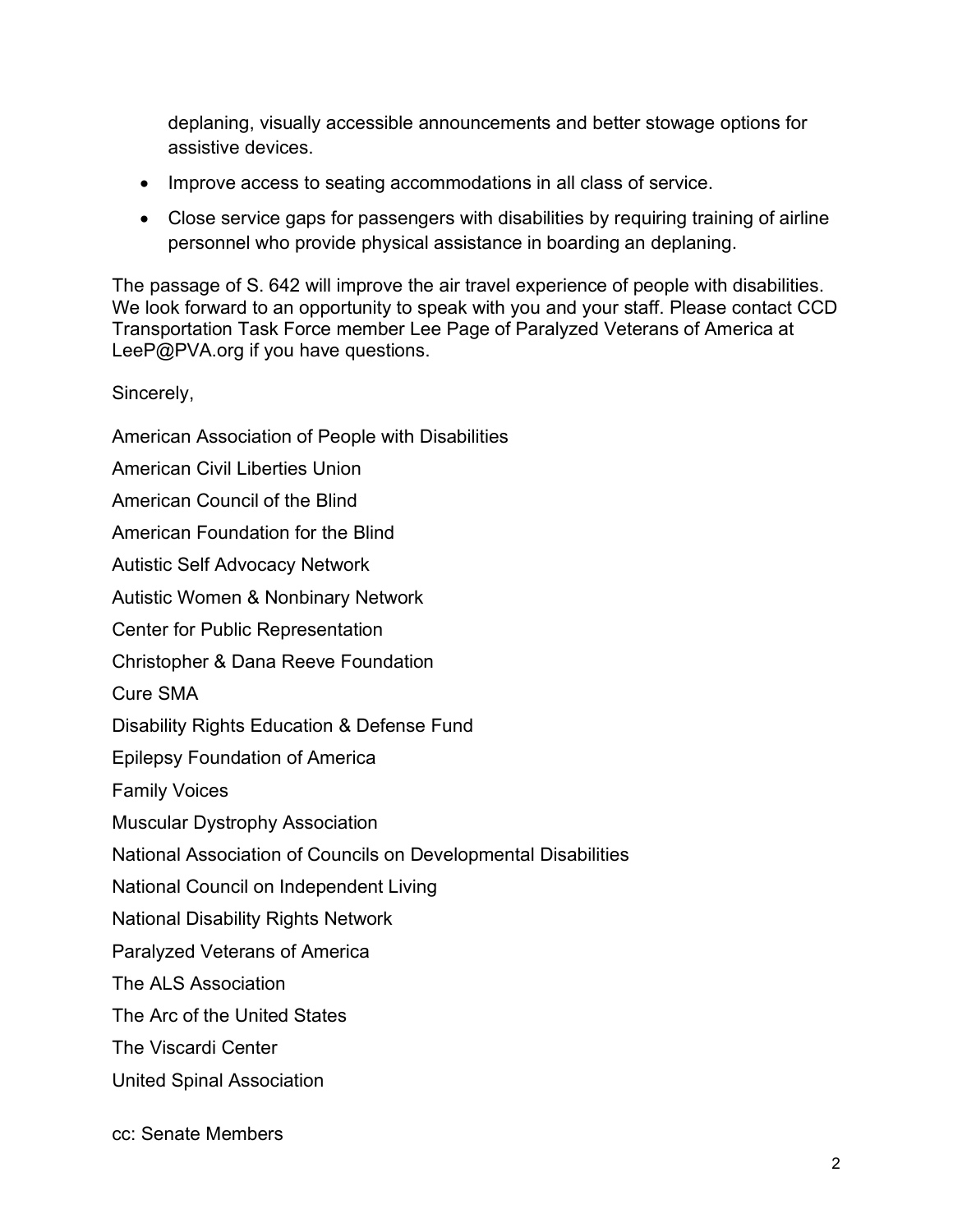deplaning, visually accessible announcements and better stowage options for assistive devices.

- Improve access to seating accommodations in all class of service.
- Close service gaps for passengers with disabilities by requiring training of airline personnel who provide physical assistance in boarding an deplaning.

The passage of S. 642 will improve the air travel experience of people with disabilities. We look forward to an opportunity to speak with you and your staff. Please contact CCD Transportation Task Force member Lee Page of Paralyzed Veterans of America at LeeP@PVA.org if you have questions.

Sincerely,

American Association of People with Disabilities

American Civil Liberties Union

American Council of the Blind

American Foundation for the Blind

Autistic Self Advocacy Network

Autistic Women & Nonbinary Network

Center for Public Representation

Christopher & Dana Reeve Foundation

Cure SMA

Disability Rights Education & Defense Fund

Epilepsy Foundation of America

Family Voices

Muscular Dystrophy Association

National Association of Councils on Developmental Disabilities

National Council on Independent Living

National Disability Rights Network

Paralyzed Veterans of America

The ALS Association

The Arc of the United States

The Viscardi Center

United Spinal Association

cc: Senate Members